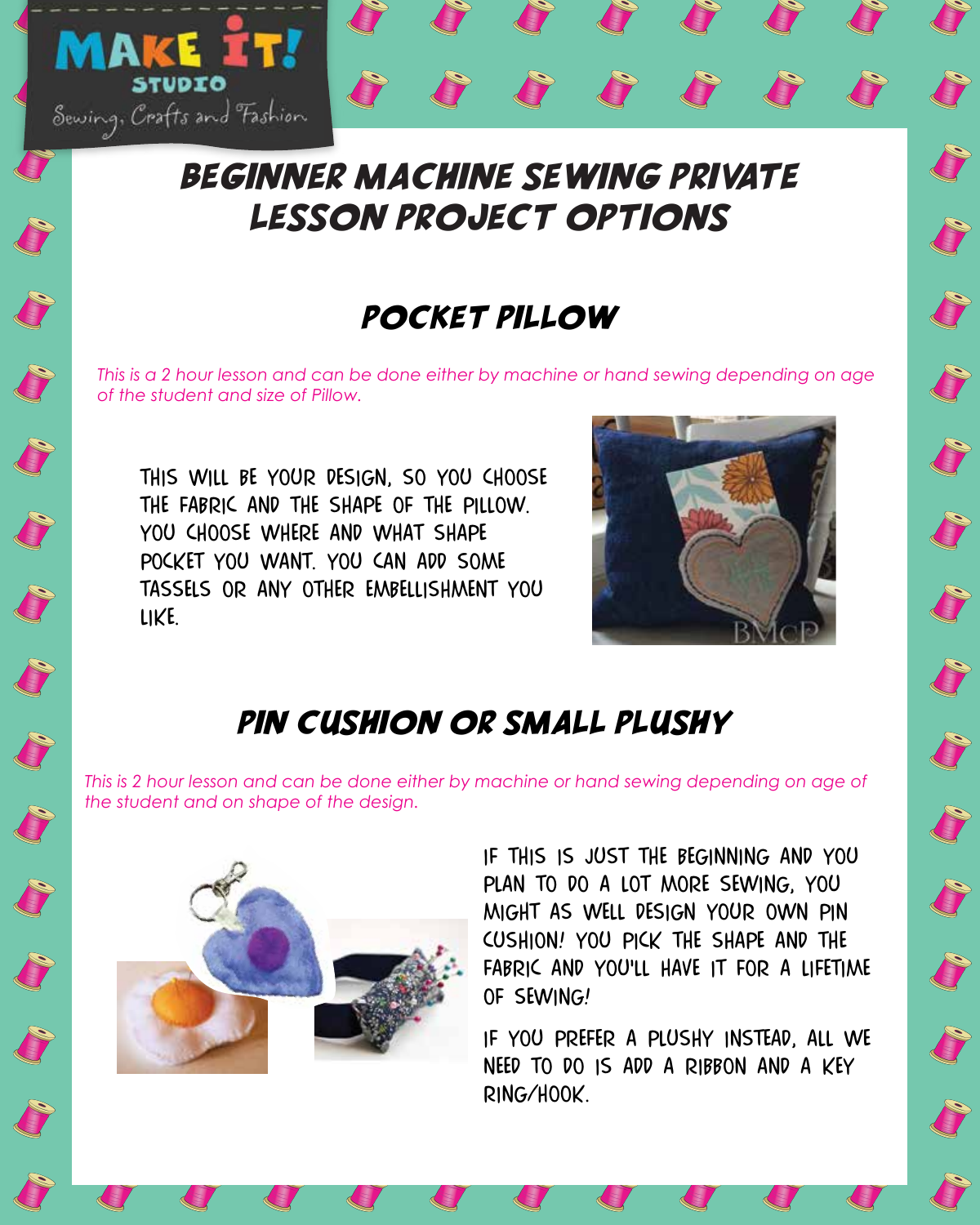MAKE IT! STUDIO

Sewing, Crafts and Fashion

# BEGINNER MACHINE SEWING PRIVATE LESSON PROJECT OPTIONS

## POCKET PILLOW

*This is a 2 hour lesson and can be done either by machine or hand sewing depending on age of the student and size of Pillow.*

THIS WILL BE YOUR DESIGN, SO YOU CHOOSE THE FABRIC AND THE SHAPE OF THE PILLOW. YOU CHOOSE WHERE AND WHAT SHAPE POCKET YOU WANT. YOU CAN ADD SOME TASSELS OR ANY OTHER EMBELLISHMENT YOU LIKE.

## PIN CUSHION OR SMALL PLUSHY

*This is 2 hour lesson and can be done either by machine or hand sewing depending on age of the student and on shape of the design.*

IF THIS IS JUST THE BEGINNING AND YOU PLAN TO DO A LOT MORE SEWING, YOU MIGHT AS WELL DESIGN YOUR OWN PIN CUSHION! YOU PICK THE SHAPE AND THE FABRIC AND YOU'LL HAVE IT FOR A LIFETIME OF SEWING!

IF YOU PREFER A PLUSHY INSTEAD, ALL WE NEED TO DO IS ADD A RIBBON AND A KEY RING/HOOK.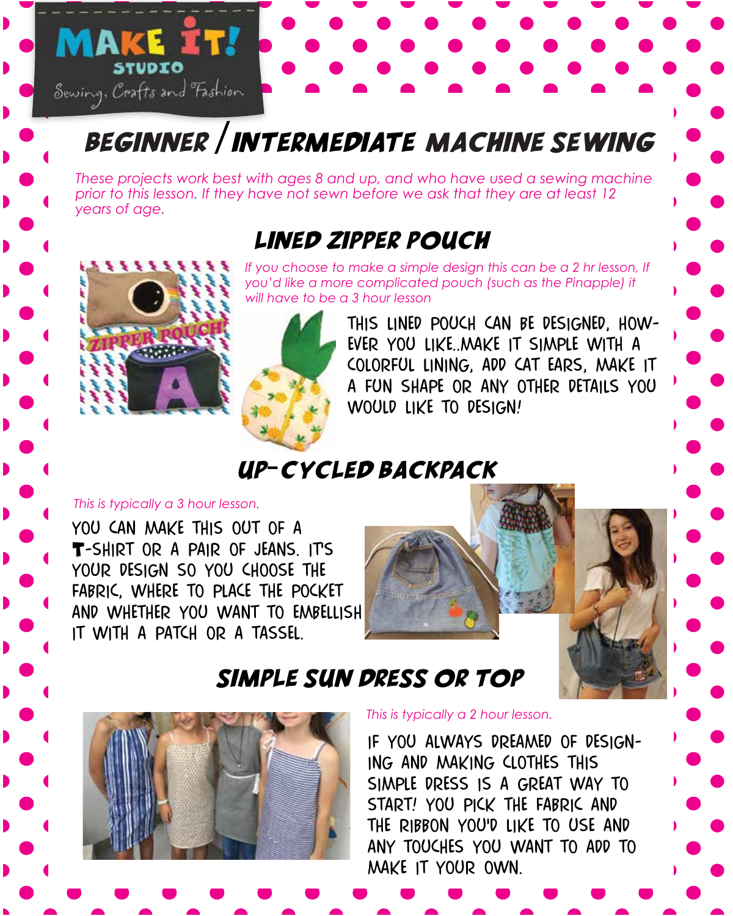MAKE IT! STUDIO

Sewing, Crafts and Fashion

# BEGINNER / INTERMEDIATE MACHINE SEWING

*These projects work best with ages 8 and up, and who have used a sewing machine prior to this lesson. If they have not sewn before we ask that they are at least 12 years of age.*

## LINED ZIPPER POUCH

*If you choose to make a simple design this can be a 2 hr lesson, If you'd like a more complicated pouch (such as the Pinapple) it will have to be a 3 hour lesson*

THIS LINED POUCH CAN BE DESIGNED, HOWEVER YOU LIKE..MAKE IT SIMPLE WITH A COLORFUL LINING, ADD CAT EARS, MAKE IT A FUN SHAPE OR ANY OTHER DETAILS YOU WOULD LIKE TO DESIGN!

## UP-CYCLED BACKPACK

*This is typically a 3 hour lesson.*

YOU CAN MAKE THIS OUT OF A T-SHIRT OR A PAIR OF JEANS. IT'S YOUR DESIGN SO YOU CHOOSE THE FABRIC, WHERE TO PLACE THE POCKET AND WHETHER YOU WANT TO EMBELLISH IT WITH A PATCH OR A TASSEL.

## SIMPLE SUN DRESS OR TOP

*This is typically a 2 hour lesson.*

IF YOU ALWAYS DREAMED OF DESIGNING AND MAKING CLOTHES THIS SIMPLE DRESS IS A GREAT WAY TO START! YOU PICK THE FABRIC AND THE RIBBON YOU'D LIKE TO USE AND ANY TOUCHES YOU WANT TO ADD TO MAKE IT YOUR OWN.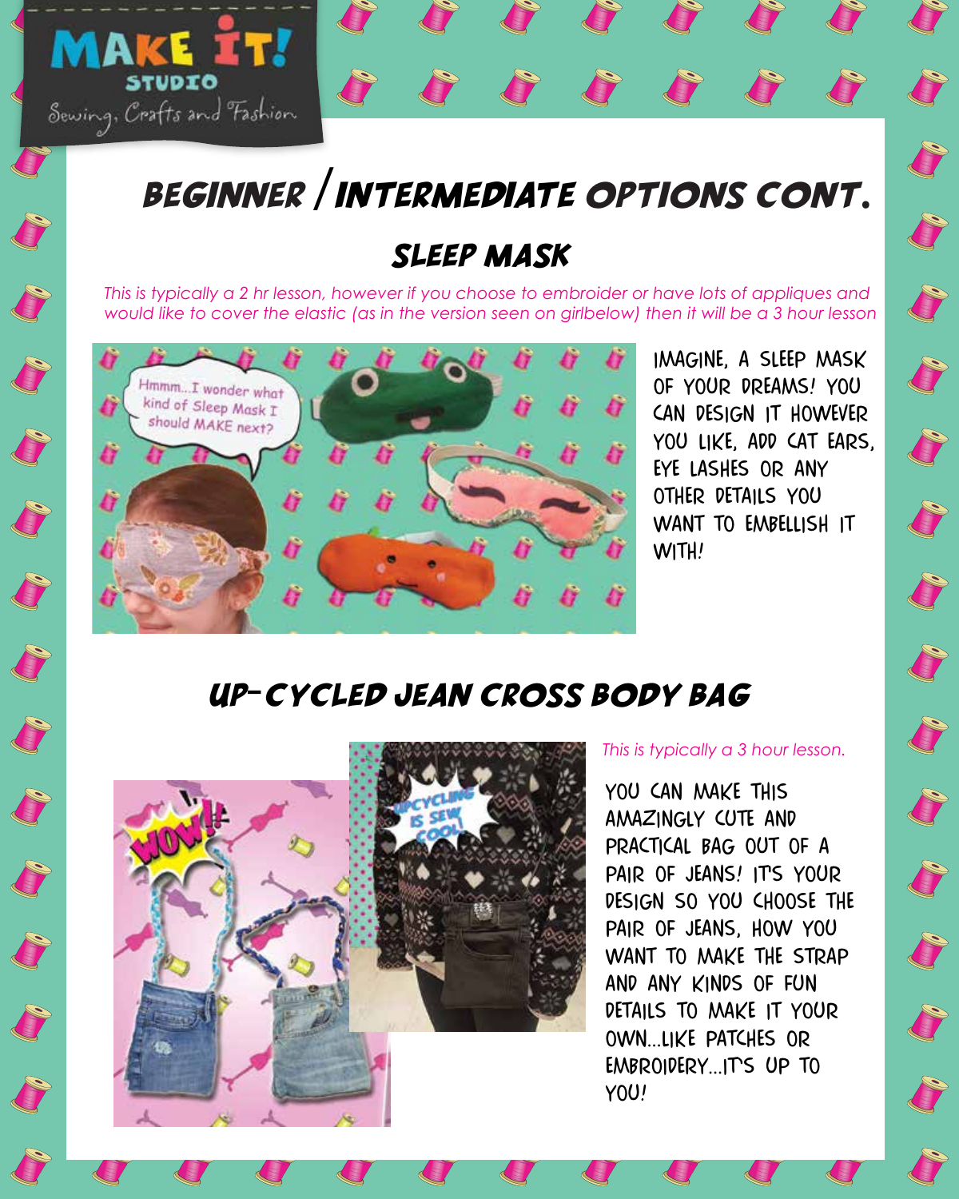# BEGINNER / INTERMEDIATE OPTIONS CONT.

## SLEEP MASK

*This is typically a 2 hr lesson, however if you choose to embroider or have lots of appliques and would like to cover the elastic (as in the version seen on girlbelow) then it will be a 3 hour lesson*

IMAGINE, A SLEEP MASK OF YOUR DREAMS! YOU CAN DESIGN IT HOWEVER YOU LIKE, ADD CAT EARS, EYE LASHES OR ANY OTHER DETAILS YOU WANT TO EMBELLISH IT WITH!

## UP-CYCLED JEAN CROSS BODY BAG

*This is typically a 3 hour lesson.*

YOU CAN MAKE THIS AMAZINGLY CUTE AND PRACTICAL BAG OUT OF A PAIR OF JEANS! IT'S YOUR DESIGN SO YOU CHOOSE THE PAIR OF JEANS, HOW YOU WANT TO MAKE THE STRAP AND ANY KINDS OF FUN DETAILS TO MAKE IT YOUR OWN...LIKE PATCHES OR EMBROIDERY...IT'S UP TO YOU!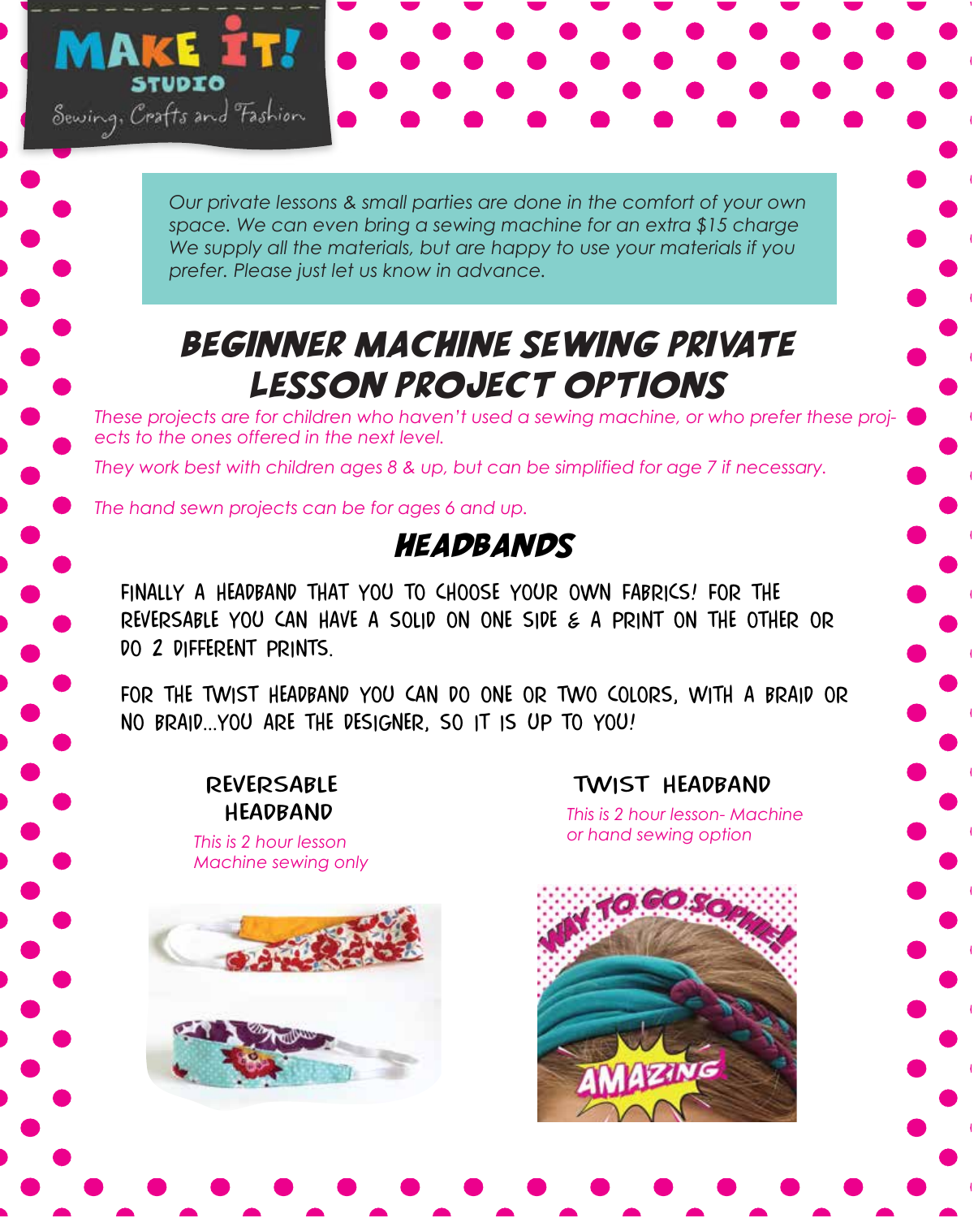Our private lessons & small parties are done in the comfort of your own space. We can even bring a sewing machine for an extra $15 charge We supply all the materials, but are happy to use your materials if you prefer. Please just let us know in advance.

# BEGINNER MACHINE SEWING PRIVATE LESSON PROJECT OPTIONS

*These projects are for children who haven't used a sewing machine, or who prefer these projects to the ones offered in the next level.*

*They work best with children ages 8 & up, but can be simplified for age 7 if necessary.*

*The hand sewn projects can be for ages 6 and up.*

## HEADBANDS

FINALLY A HEADBAND THAT YOU TO CHOOSE YOUR OWN FABRICS! FOR THE REVERSABLE YOU CAN HAVE A SOLID ON ONE SIDE & A PRINT ON THE OTHER OR DO 2 DIFFERENT PRINTS.

FOR THE TWIST HEADBAND YOU CAN DO ONE OR TWO COLORS, WITH A BRAID OR NO BRAID...YOU ARE THE DESIGNER, SO IT IS UP TO YOU!

### REVERSABLE HEADBAND

*This is 2 hour lesson*
*Machine sewing only*

### TWIST HEADBAND

*This is 2 hour lesson- Machine or hand sewing option*